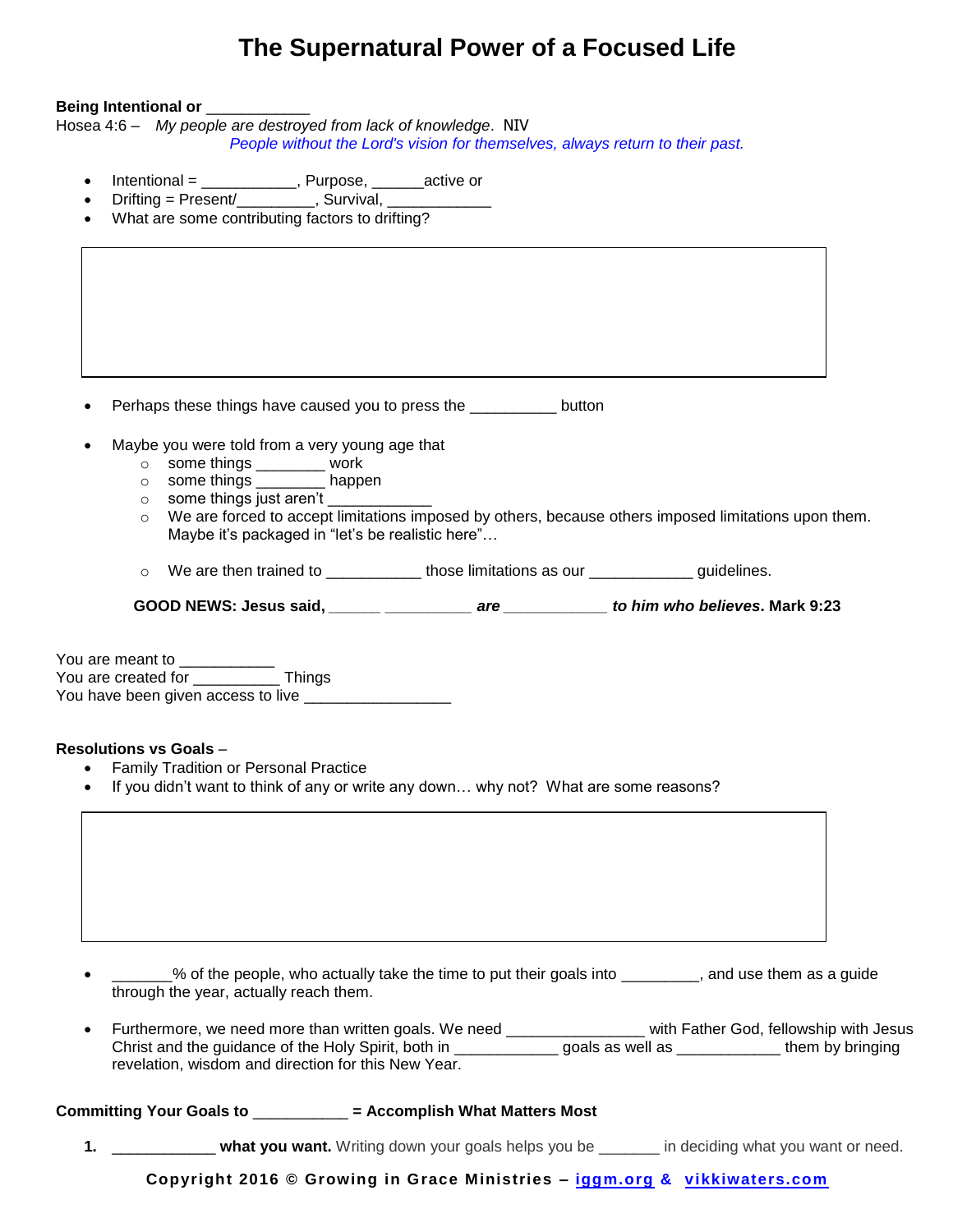# The Supernatural Power of a Focused Life

**Being Intentional or ___________**

Hosea 4:6 – *My people are destroyed from lack of knowledge*. NIV

*People without the Lord's vision for themselves, always return to their past.*

- Intentional = __________, Purpose, ______active or
- Drifting = Present/_________, Survival, ___________
- What are some contributing factors to drifting?

- Perhaps these things have caused you to press the _________ button

- Maybe you were told from a very young age that
  - some things ________ work
  - some things ________ happen
  - some things just aren't ___________
  - We are forced to accept limitations imposed by others, because others imposed limitations upon them. Maybe it's packaged in "let's be realistic here"…
  - We are then trained to __________ those limitations as our ___________ guidelines.

**GOOD NEWS: Jesus said, ______ __________ *are* ___________ *to him who believes*. Mark 9:23**

You are meant to ___________
You are created for __________ Things
You have been given access to live _________________

**Resolutions vs Goals** –

- Family Tradition or Personal Practice
- If you didn't want to think of any or write any down… why not? What are some reasons?

- _______% of the people, who actually take the time to put their goals into _________, and use them as a guide through the year, actually reach them.

- Furthermore, we need more than written goals. We need _______________ with Father God, fellowship with Jesus Christ and the guidance of the Holy Spirit, both in ___________ goals as well as ___________ them by bringing revelation, wisdom and direction for this New Year.

**Committing Your Goals to __________ = Accomplish What Matters Most**

1. ___________ **what you want.** Writing down your goals helps you be _______ in deciding what you want or need.

**Copyright 2016 © Growing in Grace Ministries – iggm.org & vikkiwaters.com**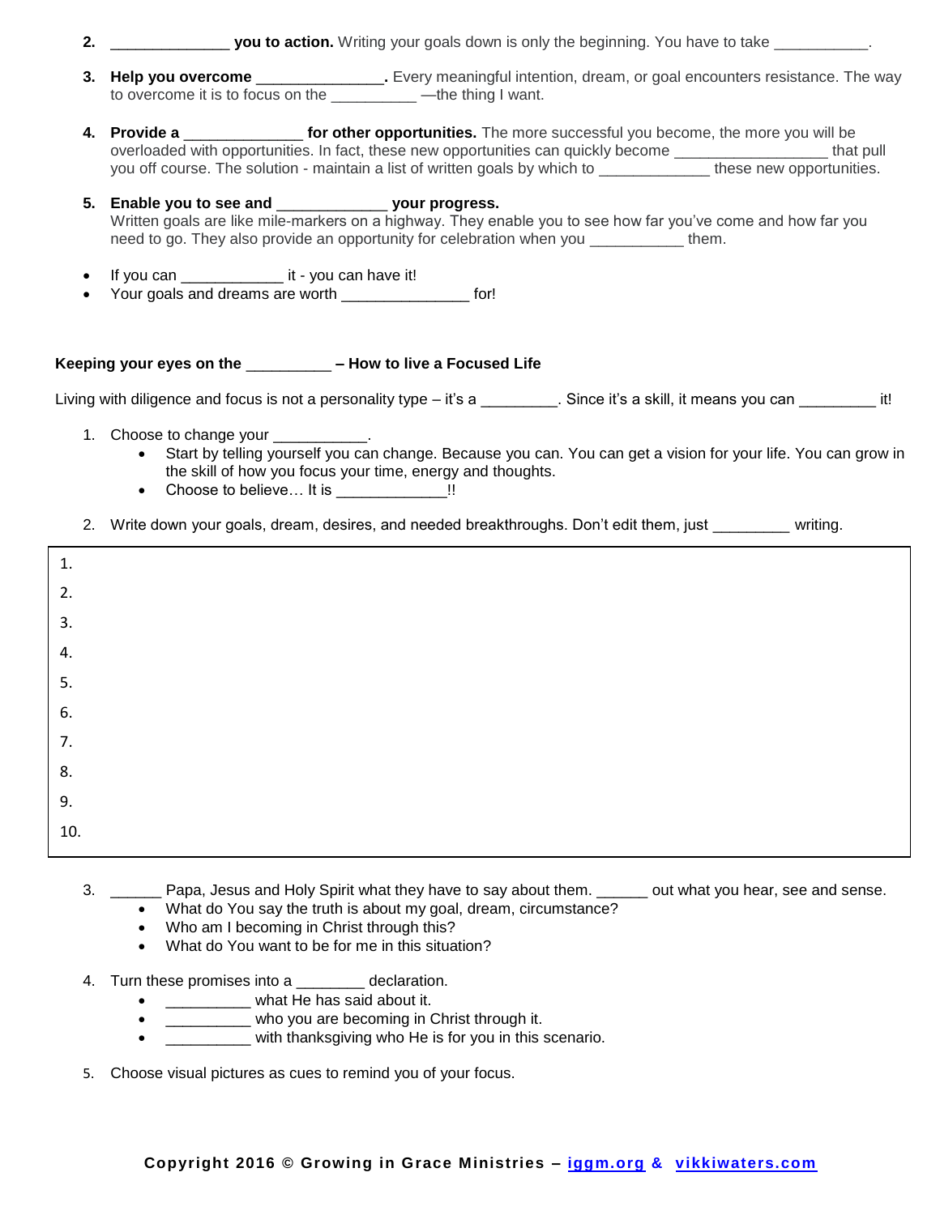2. **______________ you to action.** Writing your goals down is only the beginning. You have to take ___________.

3. **Help you overcome _______________.** Every meaningful intention, dream, or goal encounters resistance. The way to overcome it is to focus on the __________ —the thing I want.

4. **Provide a _____________ for other opportunities.** The more successful you become, the more you will be overloaded with opportunities. In fact, these new opportunities can quickly become __________________ that pull you off course. The solution - maintain a list of written goals by which to _____________ these new opportunities.

5. **Enable you to see and _____________ your progress.**
   Written goals are like mile-markers on a highway. They enable you to see how far you've come and how far you need to go. They also provide an opportunity for celebration when you ___________ them.

- If you can ____________ it - you can have it!
- Your goals and dreams are worth _______________ for!

**Keeping your eyes on the __________ – How to live a Focused Life**

Living with diligence and focus is not a personality type – it's a _________. Since it's a skill, it means you can _________ it!

1. Choose to change your ___________.
   - Start by telling yourself you can change. Because you can. You can get a vision for your life. You can grow in the skill of how you focus your time, energy and thoughts.
   - Choose to believe… It is _____________!!

2. Write down your goals, dream, desires, and needed breakthroughs. Don't edit them, just _________ writing.

| |
|---|
| 1. |
| 2. |
| 3. |
| 4. |
| 5. |
| 6. |
| 7. |
| 8. |
| 9. |
| 10. |

3. ______ Papa, Jesus and Holy Spirit what they have to say about them. ______ out what you hear, see and sense.
   - What do You say the truth is about my goal, dream, circumstance?
   - Who am I becoming in Christ through this?
   - What do You want to be for me in this situation?

4. Turn these promises into a ________ declaration.
   - __________ what He has said about it.
   - __________ who you are becoming in Christ through it.
   - __________ with thanksgiving who He is for you in this scenario.

5. Choose visual pictures as cues to remind you of your focus.

**Copyright 2016 © Growing in Grace Ministries – iggm.org & vikkiwaters.com**